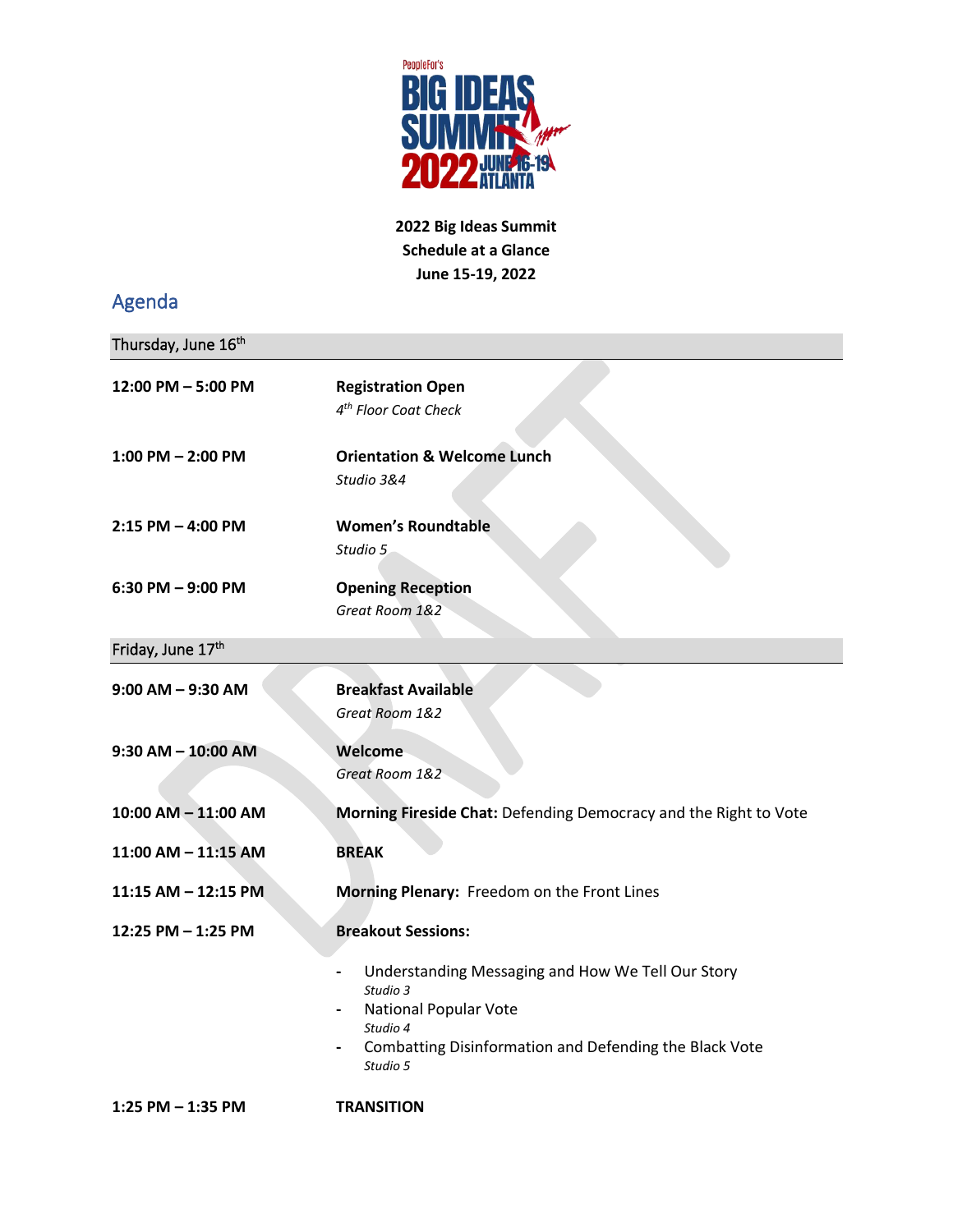**2022 Big Ideas Summit**
**Schedule at a Glance**
**June 15-19, 2022**

## Agenda

### Thursday, June 16th

**12:00 PM – 5:00 PM** — **Registration Open**
*4th Floor Coat Check*

**1:00 PM – 2:00 PM** — **Orientation & Welcome Lunch**
*Studio 3&4*

**2:15 PM – 4:00 PM** — **Women's Roundtable**
*Studio 5*

**6:30 PM – 9:00 PM** — **Opening Reception**
*Great Room 1&2*

### Friday, June 17th

**9:00 AM – 9:30 AM** — **Breakfast Available**
*Great Room 1&2*

**9:30 AM – 10:00 AM** — **Welcome**
*Great Room 1&2*

**10:00 AM – 11:00 AM** — **Morning Fireside Chat:** Defending Democracy and the Right to Vote

**11:00 AM – 11:15 AM** — **BREAK**

**11:15 AM – 12:15 PM** — **Morning Plenary:** Freedom on the Front Lines

**12:25 PM – 1:25 PM** — **Breakout Sessions:**

- Understanding Messaging and How We Tell Our Story
  *Studio 3*
- National Popular Vote
  *Studio 4*
- Combatting Disinformation and Defending the Black Vote
  *Studio 5*

**1:25 PM – 1:35 PM** — **TRANSITION**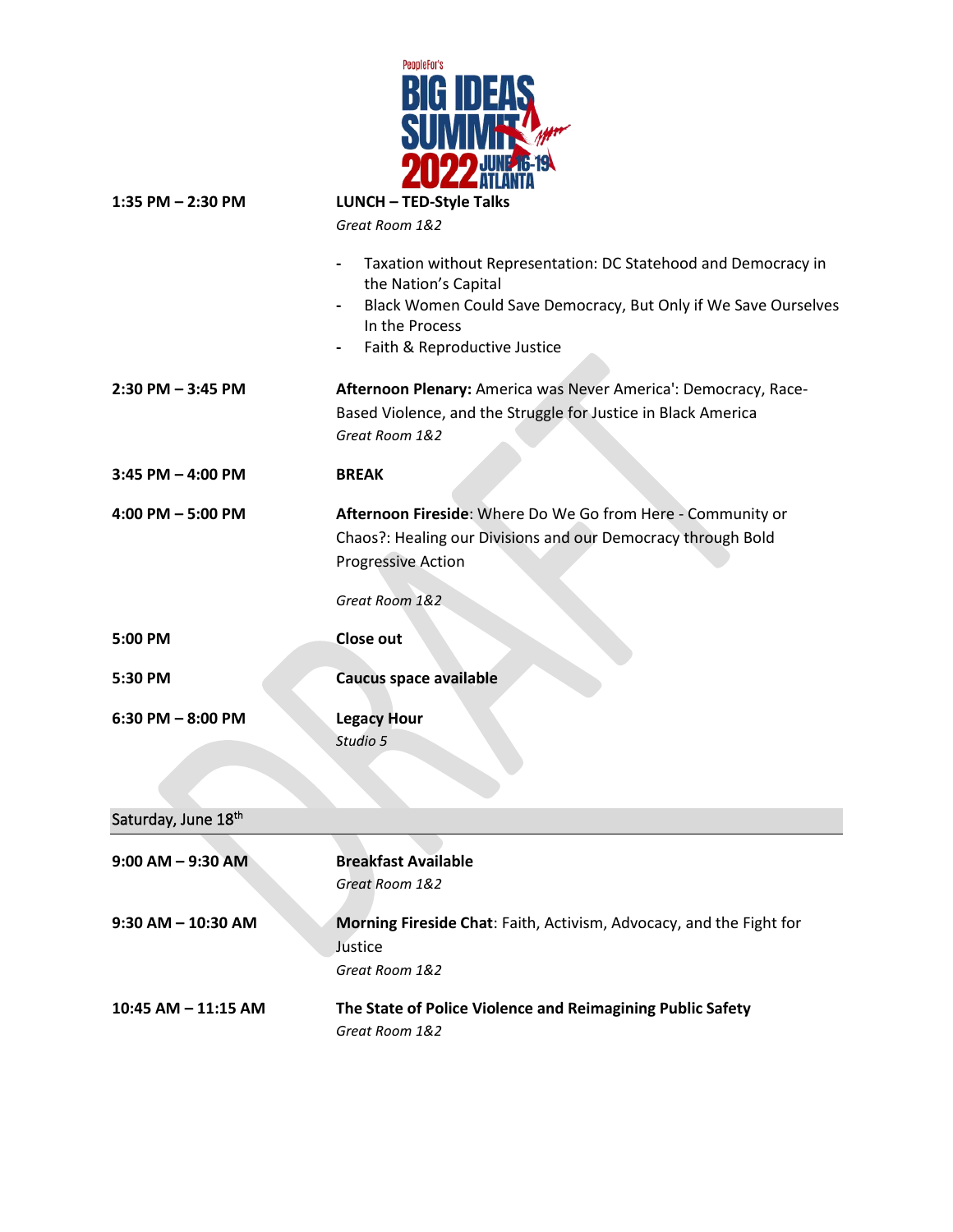| | |
|---|---|
| **1:35 PM – 2:30 PM** | **LUNCH – TED-Style Talks**<br>*Great Room 1&2*<br>- Taxation without Representation: DC Statehood and Democracy in the Nation's Capital<br>- Black Women Could Save Democracy, But Only if We Save Ourselves In the Process<br>- Faith & Reproductive Justice |
| **2:30 PM – 3:45 PM** | **Afternoon Plenary:** America was Never America': Democracy, Race-Based Violence, and the Struggle for Justice in Black America<br>*Great Room 1&2* |
| **3:45 PM – 4:00 PM** | **BREAK** |
| **4:00 PM – 5:00 PM** | **Afternoon Fireside**: Where Do We Go from Here - Community or Chaos?: Healing our Divisions and our Democracy through Bold Progressive Action<br>*Great Room 1&2* |
| **5:00 PM** | **Close out** |
| **5:30 PM** | **Caucus space available** |
| **6:30 PM – 8:00 PM** | **Legacy Hour**<br>*Studio 5* |

## Saturday, June 18th

| | |
|---|---|
| **9:00 AM – 9:30 AM** | **Breakfast Available**<br>*Great Room 1&2* |
| **9:30 AM – 10:30 AM** | **Morning Fireside Chat**: Faith, Activism, Advocacy, and the Fight for Justice<br>*Great Room 1&2* |
| **10:45 AM – 11:15 AM** | **The State of Police Violence and Reimagining Public Safety**<br>*Great Room 1&2* |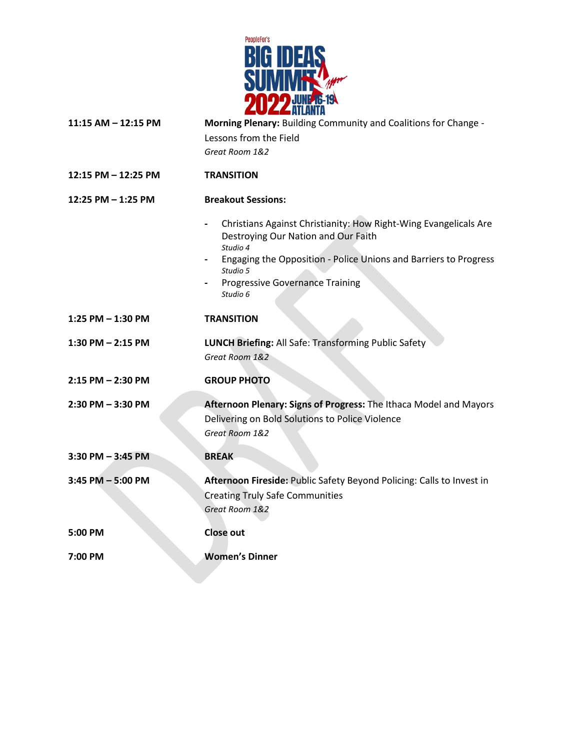| | |
|---|---|
| **11:15 AM – 12:15 PM** | **Morning Plenary:** Building Community and Coalitions for Change - Lessons from the Field<br>*Great Room 1&2* |
| **12:15 PM – 12:25 PM** | **TRANSITION** |
| **12:25 PM – 1:25 PM** | **Breakout Sessions:**<br>- Christians Against Christianity: How Right-Wing Evangelicals Are Destroying Our Nation and Our Faith *Studio 4*<br>- Engaging the Opposition - Police Unions and Barriers to Progress *Studio 5*<br>- Progressive Governance Training *Studio 6* |
| **1:25 PM – 1:30 PM** | **TRANSITION** |
| **1:30 PM – 2:15 PM** | **LUNCH Briefing:** All Safe: Transforming Public Safety<br>*Great Room 1&2* |
| **2:15 PM – 2:30 PM** | **GROUP PHOTO** |
| **2:30 PM – 3:30 PM** | **Afternoon Plenary: Signs of Progress:** The Ithaca Model and Mayors Delivering on Bold Solutions to Police Violence<br>*Great Room 1&2* |
| **3:30 PM – 3:45 PM** | **BREAK** |
| **3:45 PM – 5:00 PM** | **Afternoon Fireside:** Public Safety Beyond Policing: Calls to Invest in Creating Truly Safe Communities<br>*Great Room 1&2* |
| **5:00 PM** | **Close out** |
| **7:00 PM** | **Women's Dinner** |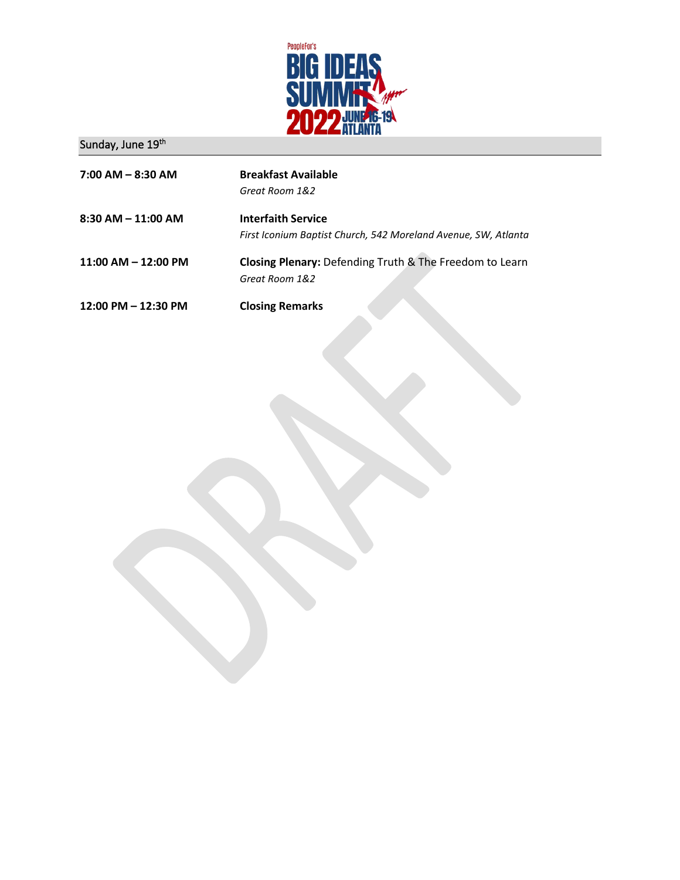Sunday, June 19th

**7:00 AM – 8:30 AM** **Breakfast Available**
*Great Room 1&2*

**8:30 AM – 11:00 AM** **Interfaith Service**
*First Iconium Baptist Church, 542 Moreland Avenue, SW, Atlanta*

**11:00 AM – 12:00 PM** **Closing Plenary:** Defending Truth & The Freedom to Learn
*Great Room 1&2*

**12:00 PM – 12:30 PM** **Closing Remarks**

DRAFT